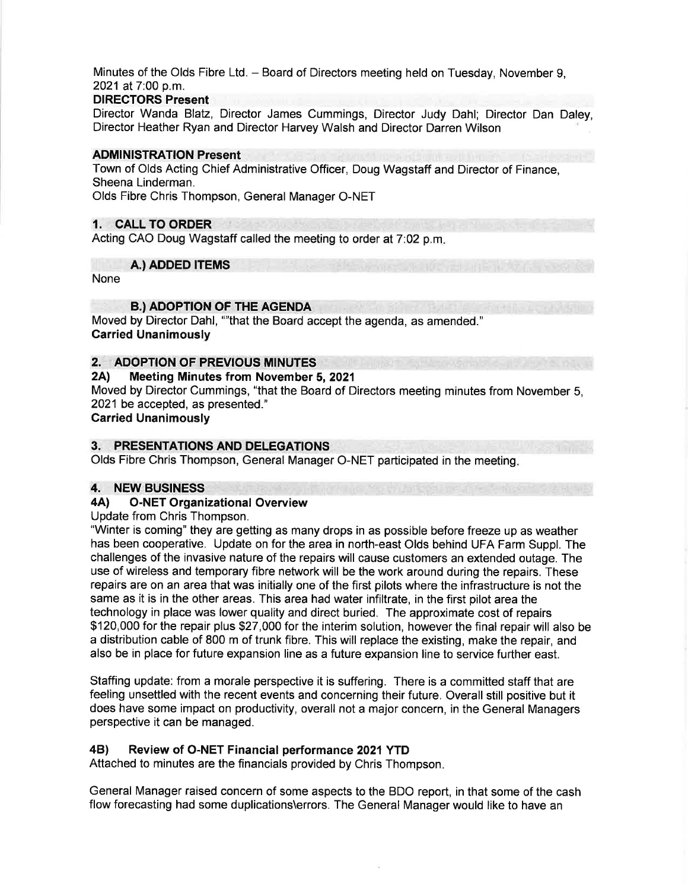Minutes of the Olds Fibre Ltd. – Board of Directors meeting held on Tuesday, November 9, 2021 at 7:00 p.m.

**DIRECTORS Present**

Director Wanda Blatz, Director James Cummings, Director Judy Dahl; Director Dan Daley, Director Heather Ryan and Director Harvey Walsh and Director Darren Wilson

**ADMINISTRATION Present**

Town of Olds Acting Chief Administrative Officer, Doug Wagstaff and Director of Finance, Sheena Linderman.

Olds Fibre Chris Thompson, General Manager O-NET

## 1. CALL TO ORDER

Acting CAO Doug Wagstaff called the meeting to order at 7:02 p.m.

### A.) ADDED ITEMS

None

### B.) ADOPTION OF THE AGENDA

Moved by Director Dahl, ""that the Board accept the agenda, as amended."

**Carried Unanimously**

## 2. ADOPTION OF PREVIOUS MINUTES

### 2A) Meeting Minutes from November 5, 2021

Moved by Director Cummings, "that the Board of Directors meeting minutes from November 5, 2021 be accepted, as presented."

**Carried Unanimously**

## 3. PRESENTATIONS AND DELEGATIONS

Olds Fibre Chris Thompson, General Manager O-NET participated in the meeting.

## 4. NEW BUSINESS

### 4A) O-NET Organizational Overview

Update from Chris Thompson.

"Winter is coming" they are getting as many drops in as possible before freeze up as weather has been cooperative. Update on for the area in north-east Olds behind UFA Farm Suppl. The challenges of the invasive nature of the repairs will cause customers an extended outage. The use of wireless and temporary fibre network will be the work around during the repairs. These repairs are on an area that was initially one of the first pilots where the infrastructure is not the same as it is in the other areas. This area had water infiltrate, in the first pilot area the technology in place was lower quality and direct buried. The approximate cost of repairs $120,000 for the repair plus $27,000 for the interim solution, however the final repair will also be a distribution cable of 800 m of trunk fibre. This will replace the existing, make the repair, and also be in place for future expansion line as a future expansion line to service further east.

Staffing update: from a morale perspective it is suffering. There is a committed staff that are feeling unsettled with the recent events and concerning their future. Overall still positive but it does have some impact on productivity, overall not a major concern, in the General Managers perspective it can be managed.

### 4B) Review of O-NET Financial performance 2021 YTD

Attached to minutes are the financials provided by Chris Thompson.

General Manager raised concern of some aspects to the BDO report, in that some of the cash flow forecasting had some duplications\errors. The General Manager would like to have an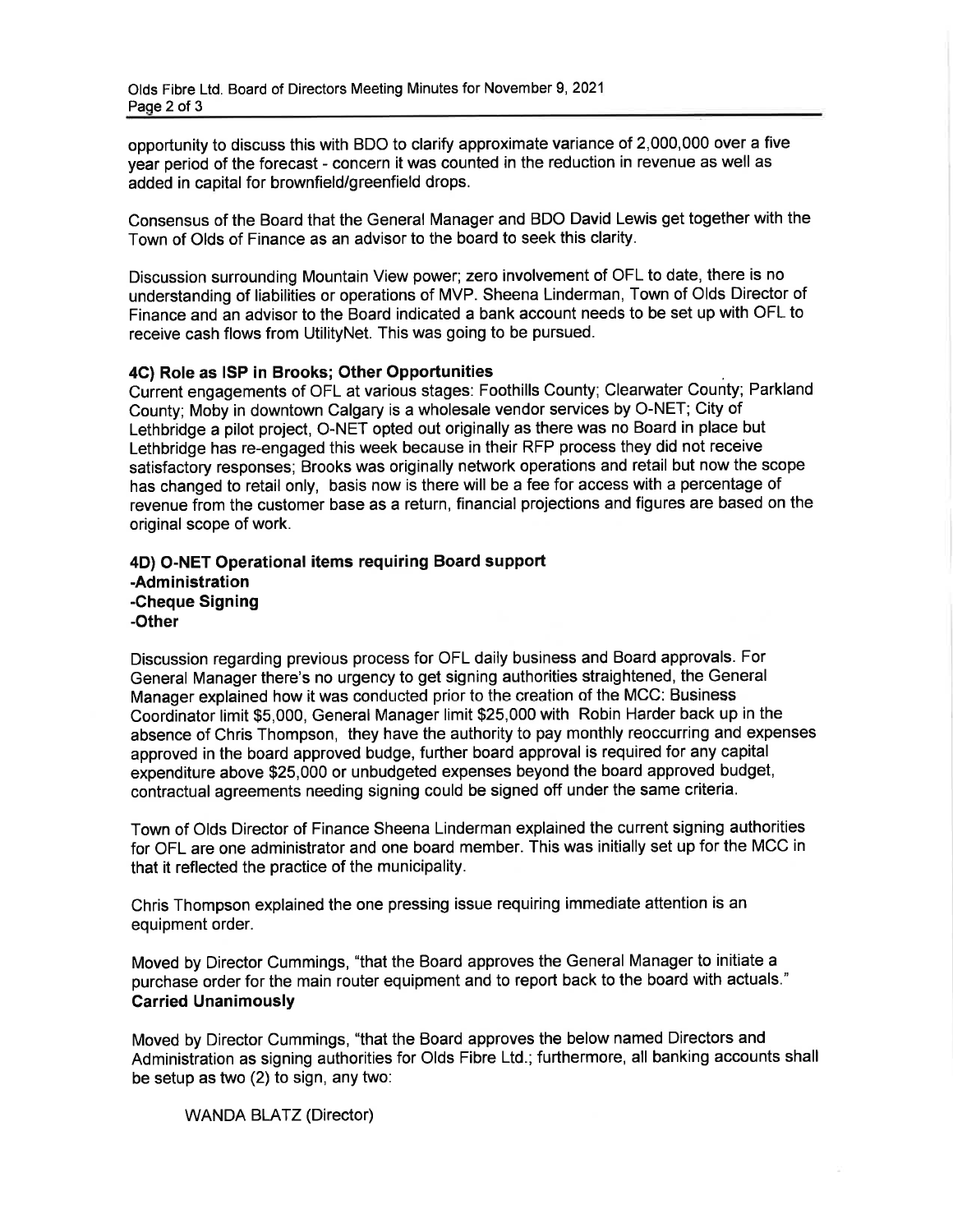opportunity to discuss this with BDO to clarify approximate variance of 2,000,000 over a five year period of the forecast - concern it was counted in the reduction in revenue as well as added in capital for brownfield/greenfield drops.

Consensus of the Board that the General Manager and BDO David Lewis get together with the Town of Olds of Finance as an advisor to the board to seek this clarity.

Discussion surrounding Mountain View power; zero involvement of OFL to date, there is no understanding of liabilities or operations of MVP. Sheena Linderman, Town of Olds Director of Finance and an advisor to the Board indicated a bank account needs to be set up with OFL to receive cash flows from UtilityNet. This was going to be pursued.

### 4C) Role as ISP in Brooks; Other Opportunities

Current engagements of OFL at various stages: Foothills County; Clearwater County; Parkland County; Moby in downtown Calgary is a wholesale vendor services by O-NET; City of Lethbridge a pilot project, O-NET opted out originally as there was no Board in place but Lethbridge has re-engaged this week because in their RFP process they did not receive satisfactory responses; Brooks was originally network operations and retail but now the scope has changed to retail only, basis now is there will be a fee for access with a percentage of revenue from the customer base as a return, financial projections and figures are based on the original scope of work.

### 4D) O-NET Operational items requiring Board support
**-Administration**
**-Cheque Signing**
**-Other**

Discussion regarding previous process for OFL daily business and Board approvals. For General Manager there's no urgency to get signing authorities straightened, the General Manager explained how it was conducted prior to the creation of the MCC: Business Coordinator limit $5,000, General Manager limit $25,000 with Robin Harder back up in the absence of Chris Thompson, they have the authority to pay monthly reoccurring and expenses approved in the board approved budge, further board approval is required for any capital expenditure above $25,000 or unbudgeted expenses beyond the board approved budget, contractual agreements needing signing could be signed off under the same criteria.

Town of Olds Director of Finance Sheena Linderman explained the current signing authorities for OFL are one administrator and one board member. This was initially set up for the MCC in that it reflected the practice of the municipality.

Chris Thompson explained the one pressing issue requiring immediate attention is an equipment order.

Moved by Director Cummings, "that the Board approves the General Manager to initiate a purchase order for the main router equipment and to report back to the board with actuals."
**Carried Unanimously**

Moved by Director Cummings, "that the Board approves the below named Directors and Administration as signing authorities for Olds Fibre Ltd.; furthermore, all banking accounts shall be setup as two (2) to sign, any two:

WANDA BLATZ (Director)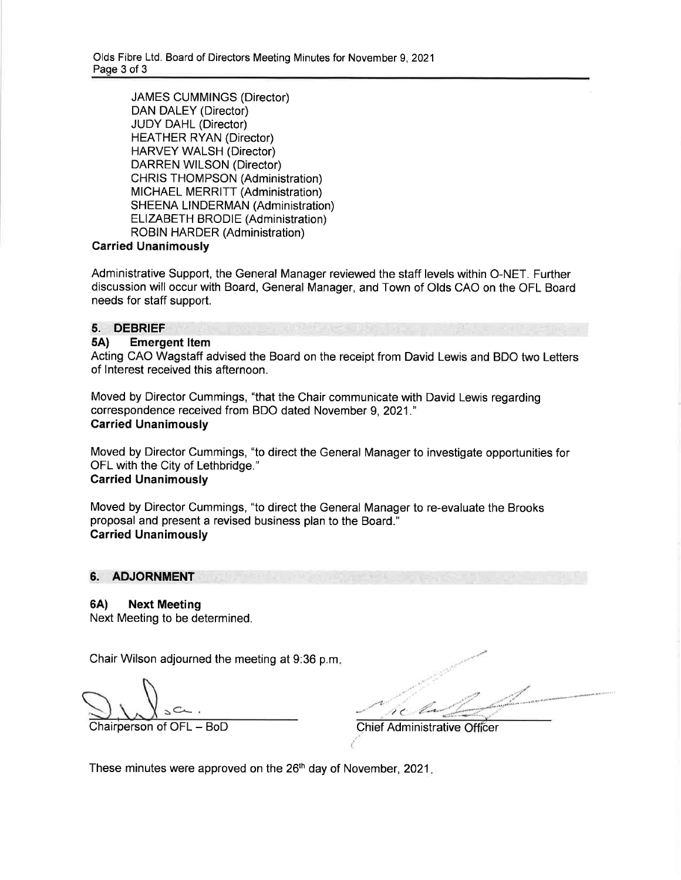JAMES CUMMINGS (Director)
DAN DALEY (Director)
JUDY DAHL (Director)
HEATHER RYAN (Director)
HARVEY WALSH (Director)
DARREN WILSON (Director)
CHRIS THOMPSON (Administration)
MICHAEL MERRITT (Administration)
SHEENA LINDERMAN (Administration)
ELIZABETH BRODIE (Administration)
ROBIN HARDER (Administration)

**Carried Unanimously**

Administrative Support, the General Manager reviewed the staff levels within O-NET. Further discussion will occur with Board, General Manager, and Town of Olds CAO on the OFL Board needs for staff support.

## 5. DEBRIEF

### 5A) Emergent Item

Acting CAO Wagstaff advised the Board on the receipt from David Lewis and BDO two Letters of Interest received this afternoon.

Moved by Director Cummings, "that the Chair communicate with David Lewis regarding correspondence received from BDO dated November 9, 2021."
**Carried Unanimously**

Moved by Director Cummings, "to direct the General Manager to investigate opportunities for OFL with the City of Lethbridge."
**Carried Unanimously**

Moved by Director Cummings, "to direct the General Manager to re-evaluate the Brooks proposal and present a revised business plan to the Board."
**Carried Unanimously**

## 6. ADJOURNMENT

### 6A) Next Meeting

Next Meeting to be determined.

Chair Wilson adjourned the meeting at 9:36 p.m.

Chairperson of OFL – BoD

Chief Administrative Officer

These minutes were approved on the 26th day of November, 2021.